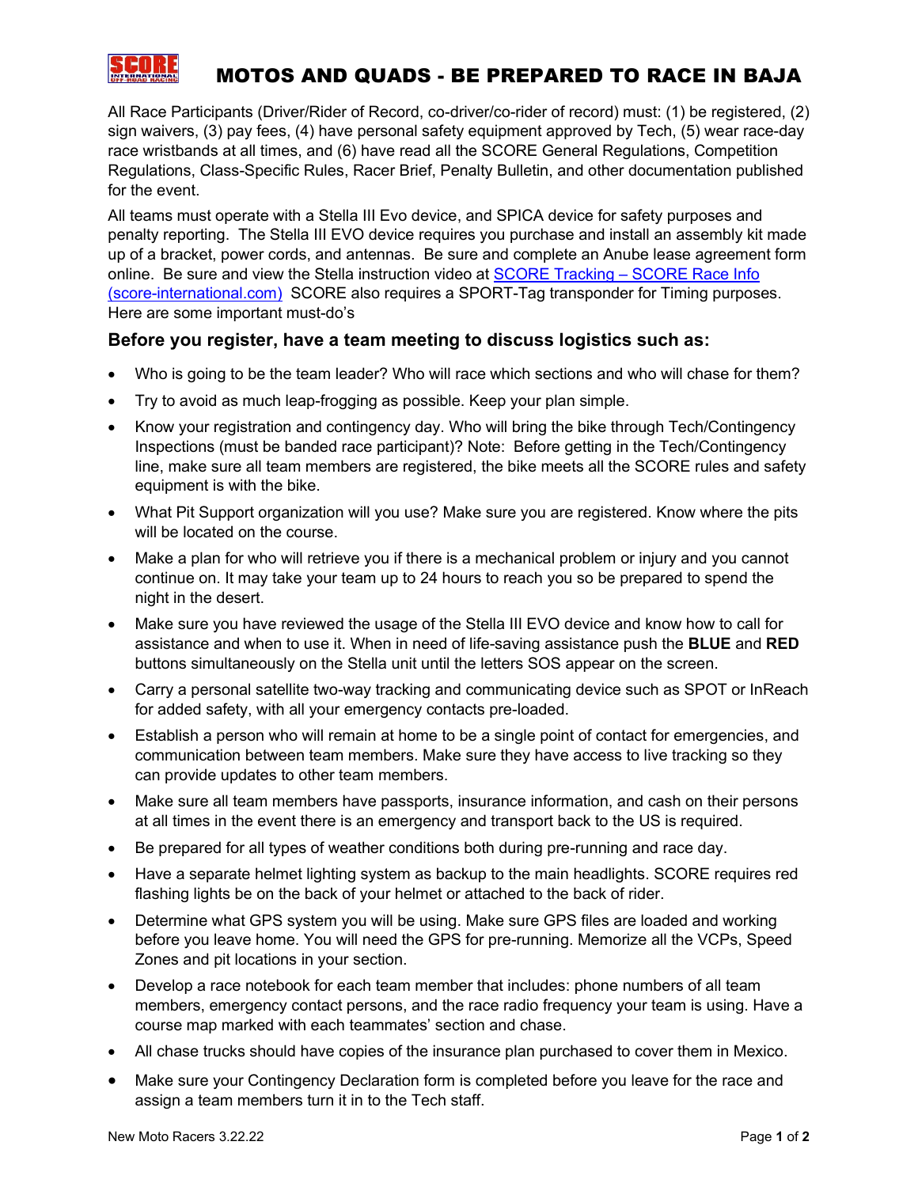# MOTOS AND QUADS - BE PREPARED TO RACE IN BAJA

All Race Participants (Driver/Rider of Record, co-driver/co-rider of record) must: (1) be registered, (2) sign waivers, (3) pay fees, (4) have personal safety equipment approved by Tech, (5) wear race-day race wristbands at all times, and (6) have read all the SCORE General Regulations, Competition Regulations, Class-Specific Rules, Racer Brief, Penalty Bulletin, and other documentation published for the event.

All teams must operate with a Stella III Evo device, and SPICA device for safety purposes and penalty reporting. The Stella III EVO device requires you purchase and install an assembly kit made up of a bracket, power cords, and antennas. Be sure and complete an Anube lease agreement form online. Be sure and view the Stella instruction video at [SCORE Tracking – SCORE Race Info (score-international.com)](score-international.com) SCORE also requires a SPORT-Tag transponder for Timing purposes. Here are some important must-do's

### Before you register, have a team meeting to discuss logistics such as:

- Who is going to be the team leader? Who will race which sections and who will chase for them?
- Try to avoid as much leap-frogging as possible. Keep your plan simple.
- Know your registration and contingency day. Who will bring the bike through Tech/Contingency Inspections (must be banded race participant)? Note: Before getting in the Tech/Contingency line, make sure all team members are registered, the bike meets all the SCORE rules and safety equipment is with the bike.
- What Pit Support organization will you use? Make sure you are registered. Know where the pits will be located on the course.
- Make a plan for who will retrieve you if there is a mechanical problem or injury and you cannot continue on. It may take your team up to 24 hours to reach you so be prepared to spend the night in the desert.
- Make sure you have reviewed the usage of the Stella III EVO device and know how to call for assistance and when to use it. When in need of life-saving assistance push the **BLUE** and **RED** buttons simultaneously on the Stella unit until the letters SOS appear on the screen.
- Carry a personal satellite two-way tracking and communicating device such as SPOT or InReach for added safety, with all your emergency contacts pre-loaded.
- Establish a person who will remain at home to be a single point of contact for emergencies, and communication between team members. Make sure they have access to live tracking so they can provide updates to other team members.
- Make sure all team members have passports, insurance information, and cash on their persons at all times in the event there is an emergency and transport back to the US is required.
- Be prepared for all types of weather conditions both during pre-running and race day.
- Have a separate helmet lighting system as backup to the main headlights. SCORE requires red flashing lights be on the back of your helmet or attached to the back of rider.
- Determine what GPS system you will be using. Make sure GPS files are loaded and working before you leave home. You will need the GPS for pre-running. Memorize all the VCPs, Speed Zones and pit locations in your section.
- Develop a race notebook for each team member that includes: phone numbers of all team members, emergency contact persons, and the race radio frequency your team is using. Have a course map marked with each teammates' section and chase.
- All chase trucks should have copies of the insurance plan purchased to cover them in Mexico.
- Make sure your Contingency Declaration form is completed before you leave for the race and assign a team members turn it in to the Tech staff.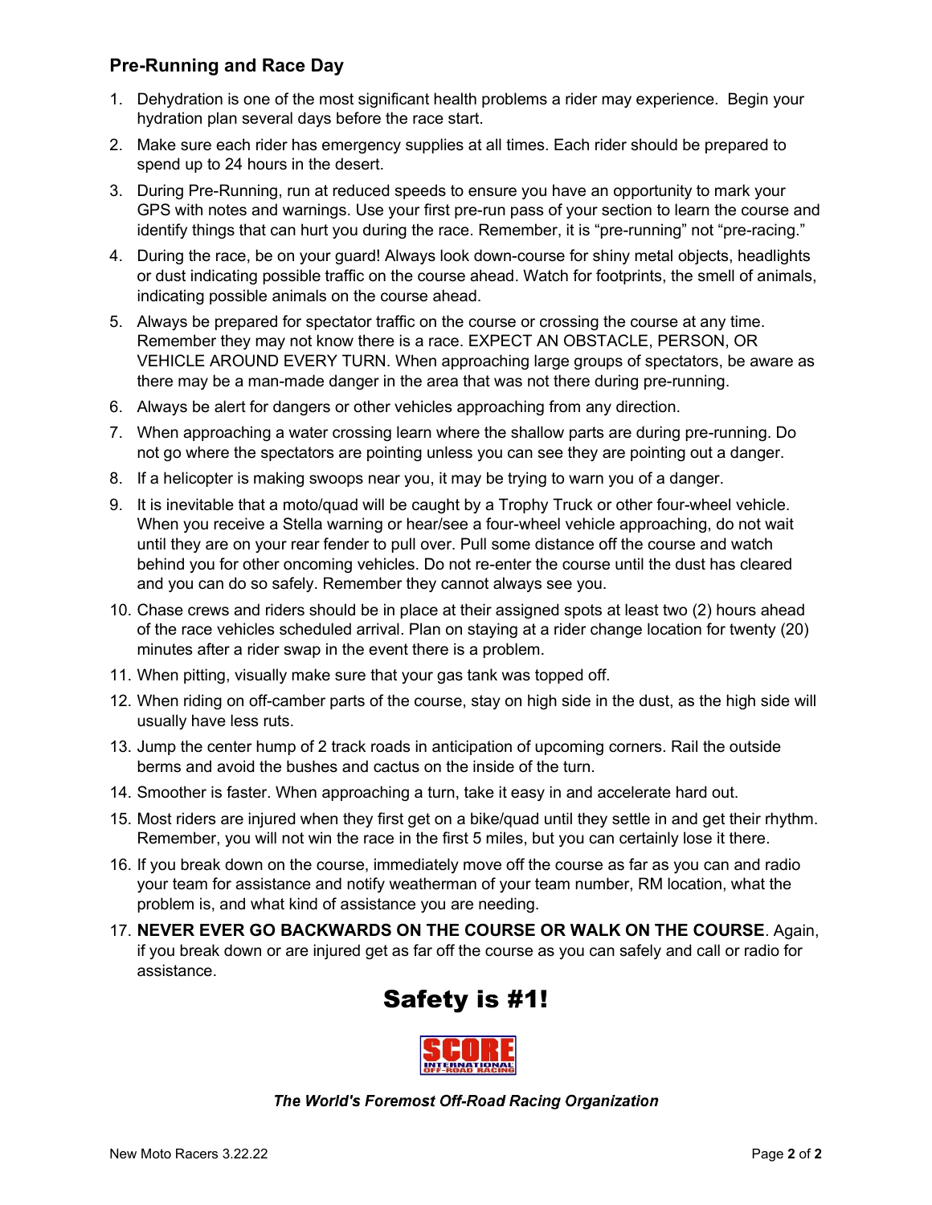## Pre-Running and Race Day

1. Dehydration is one of the most significant health problems a rider may experience. Begin your hydration plan several days before the race start.
2. Make sure each rider has emergency supplies at all times. Each rider should be prepared to spend up to 24 hours in the desert.
3. During Pre-Running, run at reduced speeds to ensure you have an opportunity to mark your GPS with notes and warnings. Use your first pre-run pass of your section to learn the course and identify things that can hurt you during the race. Remember, it is "pre-running" not "pre-racing."
4. During the race, be on your guard! Always look down-course for shiny metal objects, headlights or dust indicating possible traffic on the course ahead. Watch for footprints, the smell of animals, indicating possible animals on the course ahead.
5. Always be prepared for spectator traffic on the course or crossing the course at any time. Remember they may not know there is a race. EXPECT AN OBSTACLE, PERSON, OR VEHICLE AROUND EVERY TURN. When approaching large groups of spectators, be aware as there may be a man-made danger in the area that was not there during pre-running.
6. Always be alert for dangers or other vehicles approaching from any direction.
7. When approaching a water crossing learn where the shallow parts are during pre-running. Do not go where the spectators are pointing unless you can see they are pointing out a danger.
8. If a helicopter is making swoops near you, it may be trying to warn you of a danger.
9. It is inevitable that a moto/quad will be caught by a Trophy Truck or other four-wheel vehicle. When you receive a Stella warning or hear/see a four-wheel vehicle approaching, do not wait until they are on your rear fender to pull over. Pull some distance off the course and watch behind you for other oncoming vehicles. Do not re-enter the course until the dust has cleared and you can do so safely. Remember they cannot always see you.
10. Chase crews and riders should be in place at their assigned spots at least two (2) hours ahead of the race vehicles scheduled arrival. Plan on staying at a rider change location for twenty (20) minutes after a rider swap in the event there is a problem.
11. When pitting, visually make sure that your gas tank was topped off.
12. When riding on off-camber parts of the course, stay on high side in the dust, as the high side will usually have less ruts.
13. Jump the center hump of 2 track roads in anticipation of upcoming corners. Rail the outside berms and avoid the bushes and cactus on the inside of the turn.
14. Smoother is faster. When approaching a turn, take it easy in and accelerate hard out.
15. Most riders are injured when they first get on a bike/quad until they settle in and get their rhythm. Remember, you will not win the race in the first 5 miles, but you can certainly lose it there.
16. If you break down on the course, immediately move off the course as far as you can and radio your team for assistance and notify weatherman of your team number, RM location, what the problem is, and what kind of assistance you are needing.
17. **NEVER EVER GO BACKWARDS ON THE COURSE OR WALK ON THE COURSE**. Again, if you break down or are injured get as far off the course as you can safely and call or radio for assistance.

# Safety is #1!

SCORE INTERNATIONAL OFF-ROAD RACING

***The World's Foremost Off-Road Racing Organization***

New Moto Racers 3.22.22